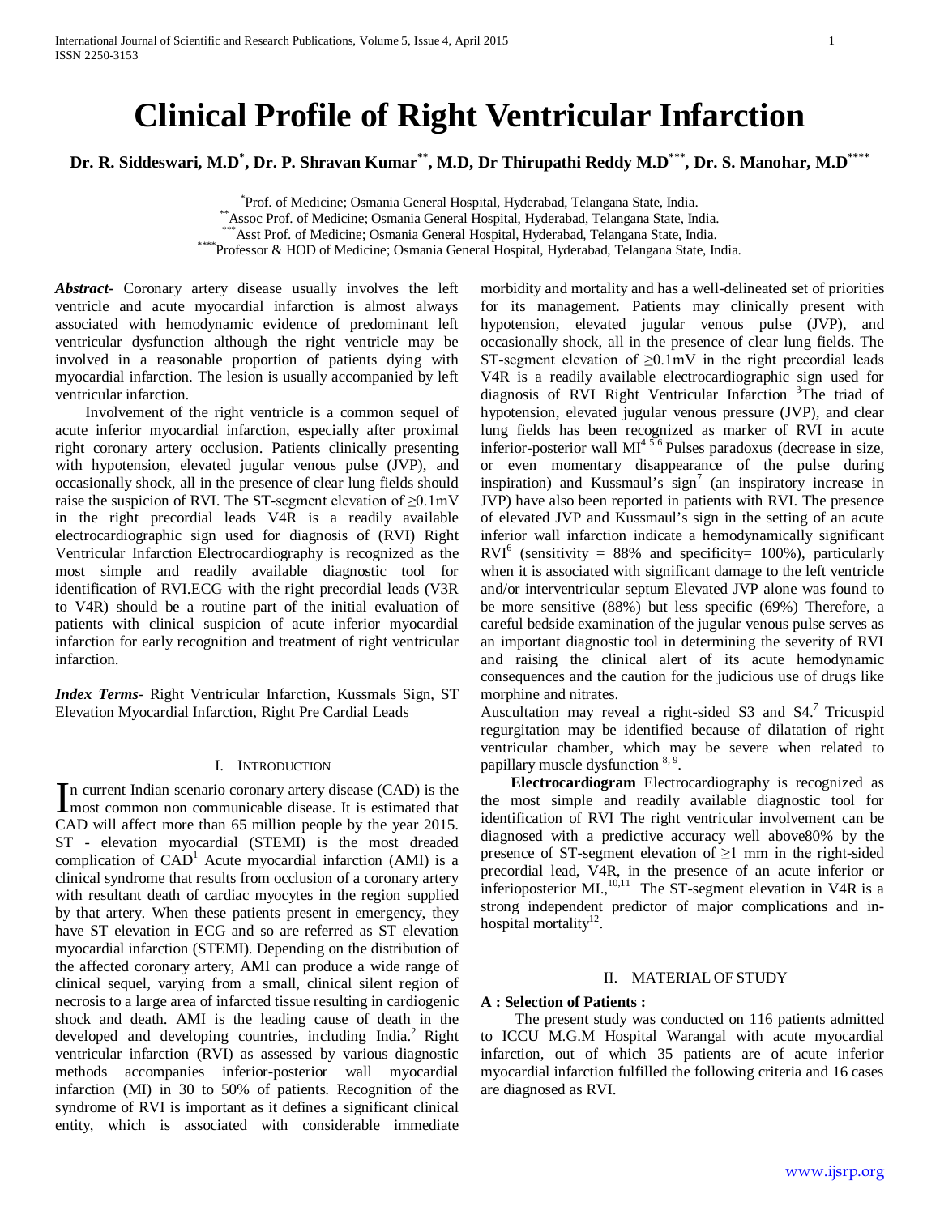# Clinical Profile of Right Ventricular Infarction

**Dr. R. Siddeswari, M.D[*], Dr. P. Shravan Kumar[**], M.D, Dr Thirupathi Reddy M.D[***], Dr. S. Manohar, M.D[****]**

[*]Prof. of Medicine; Osmania General Hospital, Hyderabad, Telangana State, India.
[**]Assoc Prof. of Medicine; Osmania General Hospital, Hyderabad, Telangana State, India.
[***]Asst Prof. of Medicine; Osmania General Hospital, Hyderabad, Telangana State, India.
[****]Professor & HOD of Medicine; Osmania General Hospital, Hyderabad, Telangana State, India.

***Abstract***- Coronary artery disease usually involves the left ventricle and acute myocardial infarction is almost always associated with hemodynamic evidence of predominant left ventricular dysfunction although the right ventricle may be involved in a reasonable proportion of patients dying with myocardial infarction. The lesion is usually accompanied by left ventricular infarction.

Involvement of the right ventricle is a common sequel of acute inferior myocardial infarction, especially after proximal right coronary artery occlusion. Patients clinically presenting with hypotension, elevated jugular venous pulse (JVP), and occasionally shock, all in the presence of clear lung fields should raise the suspicion of RVI. The ST-segment elevation of ≥0.1mV in the right precordial leads V4R is a readily available electrocardiographic sign used for diagnosis of (RVI) Right Ventricular Infarction Electrocardiography is recognized as the most simple and readily available diagnostic tool for identification of RVI.ECG with the right precordial leads (V3R to V4R) should be a routine part of the initial evaluation of patients with clinical suspicion of acute inferior myocardial infarction for early recognition and treatment of right ventricular infarction.

***Index Terms***- Right Ventricular Infarction, Kussmals Sign, ST Elevation Myocardial Infarction, Right Pre Cardial Leads

## I. Introduction

In current Indian scenario coronary artery disease (CAD) is the most common non communicable disease. It is estimated that CAD will affect more than 65 million people by the year 2015. ST - elevation myocardial (STEMI) is the most dreaded complication of CAD[1] Acute myocardial infarction (AMI) is a clinical syndrome that results from occlusion of a coronary artery with resultant death of cardiac myocytes in the region supplied by that artery. When these patients present in emergency, they have ST elevation in ECG and so are referred as ST elevation myocardial infarction (STEMI). Depending on the distribution of the affected coronary artery, AMI can produce a wide range of clinical sequel, varying from a small, clinical silent region of necrosis to a large area of infarcted tissue resulting in cardiogenic shock and death. AMI is the leading cause of death in the developed and developing countries, including India.[2] Right ventricular infarction (RVI) as assessed by various diagnostic methods accompanies inferior-posterior wall myocardial infarction (MI) in 30 to 50% of patients. Recognition of the syndrome of RVI is important as it defines a significant clinical entity, which is associated with considerable immediate morbidity and mortality and has a well-delineated set of priorities for its management. Patients may clinically present with hypotension, elevated jugular venous pulse (JVP), and occasionally shock, all in the presence of clear lung fields. The ST-segment elevation of ≥0.1mV in the right precordial leads V4R is a readily available electrocardiographic sign used for diagnosis of RVI Right Ventricular Infarction [3]The triad of hypotension, elevated jugular venous pressure (JVP), and clear lung fields has been recognized as marker of RVI in acute inferior-posterior wall MI[4 5 6] Pulses paradoxus (decrease in size, or even momentary disappearance of the pulse during inspiration) and Kussmaul's sign[7] (an inspiratory increase in JVP) have also been reported in patients with RVI. The presence of elevated JVP and Kussmaul's sign in the setting of an acute inferior wall infarction indicate a hemodynamically significant RVI[6] (sensitivity = 88% and specificity= 100%), particularly when it is associated with significant damage to the left ventricle and/or interventricular septum Elevated JVP alone was found to be more sensitive (88%) but less specific (69%) Therefore, a careful bedside examination of the jugular venous pulse serves as an important diagnostic tool in determining the severity of RVI and raising the clinical alert of its acute hemodynamic consequences and the caution for the judicious use of drugs like morphine and nitrates.

Auscultation may reveal a right-sided S3 and S4.[7] Tricuspid regurgitation may be identified because of dilatation of right ventricular chamber, which may be severe when related to papillary muscle dysfunction [8, 9].

**Electrocardiogram** Electrocardiography is recognized as the most simple and readily available diagnostic tool for identification of RVI The right ventricular involvement can be diagnosed with a predictive accuracy well above80% by the presence of ST-segment elevation of ≥1 mm in the right-sided precordial lead, V4R, in the presence of an acute inferior or inferioposterior MI.,[10,11] The ST-segment elevation in V4R is a strong independent predictor of major complications and in-hospital mortality[12].

## II. Material of Study

**A : Selection of Patients :**

The present study was conducted on 116 patients admitted to ICCU M.G.M Hospital Warangal with acute myocardial infarction, out of which 35 patients are of acute inferior myocardial infarction fulfilled the following criteria and 16 cases are diagnosed as RVI.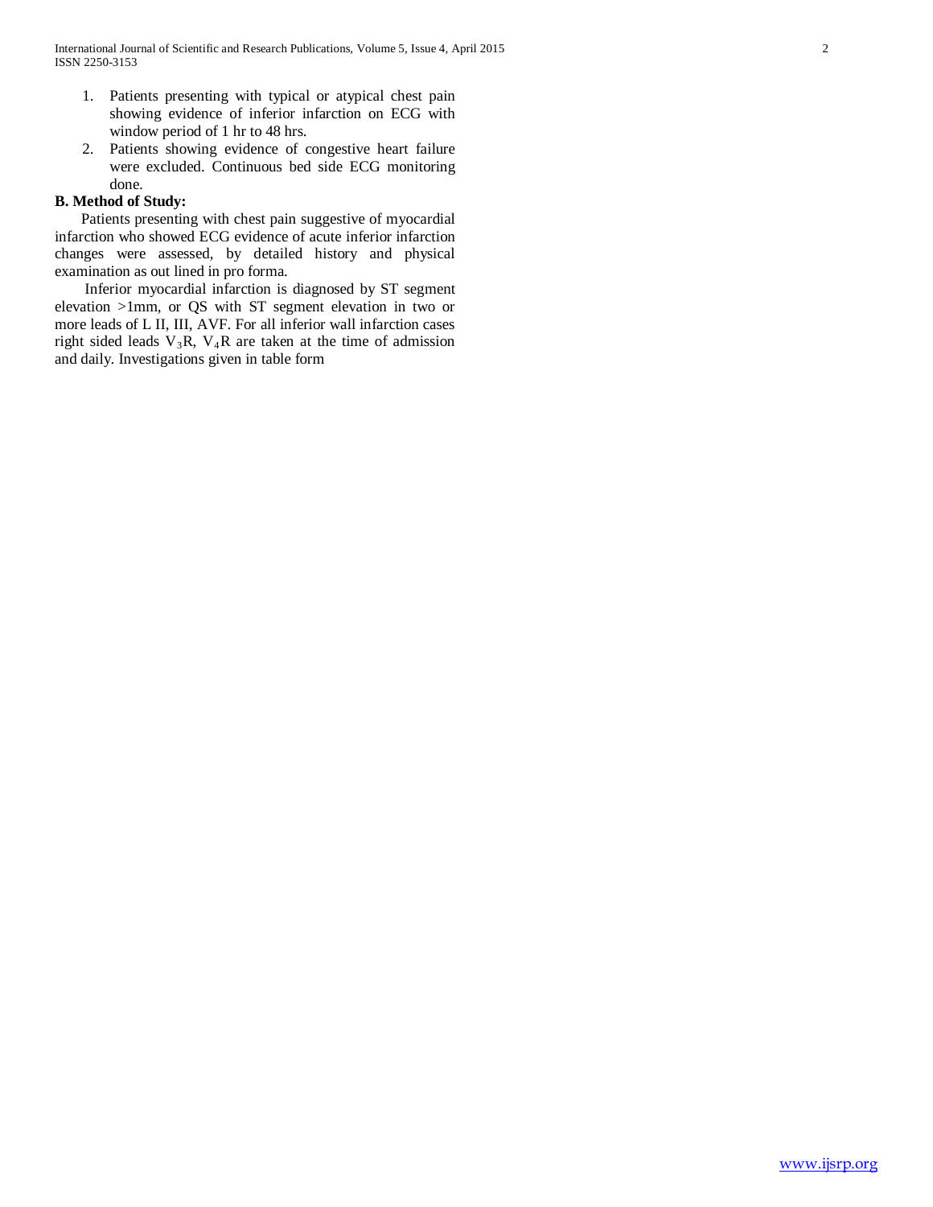1. Patients presenting with typical or atypical chest pain showing evidence of inferior infarction on ECG with window period of 1 hr to 48 hrs.
2. Patients showing evidence of congestive heart failure were excluded. Continuous bed side ECG monitoring done.

**B. Method of Study:**

Patients presenting with chest pain suggestive of myocardial infarction who showed ECG evidence of acute inferior infarction changes were assessed, by detailed history and physical examination as out lined in pro forma.

Inferior myocardial infarction is diagnosed by ST segment elevation >1mm, or QS with ST segment elevation in two or more leads of L II, III, AVF. For all inferior wall infarction cases right sided leads $V_3$R, $V_4$R are taken at the time of admission and daily. Investigations given in table form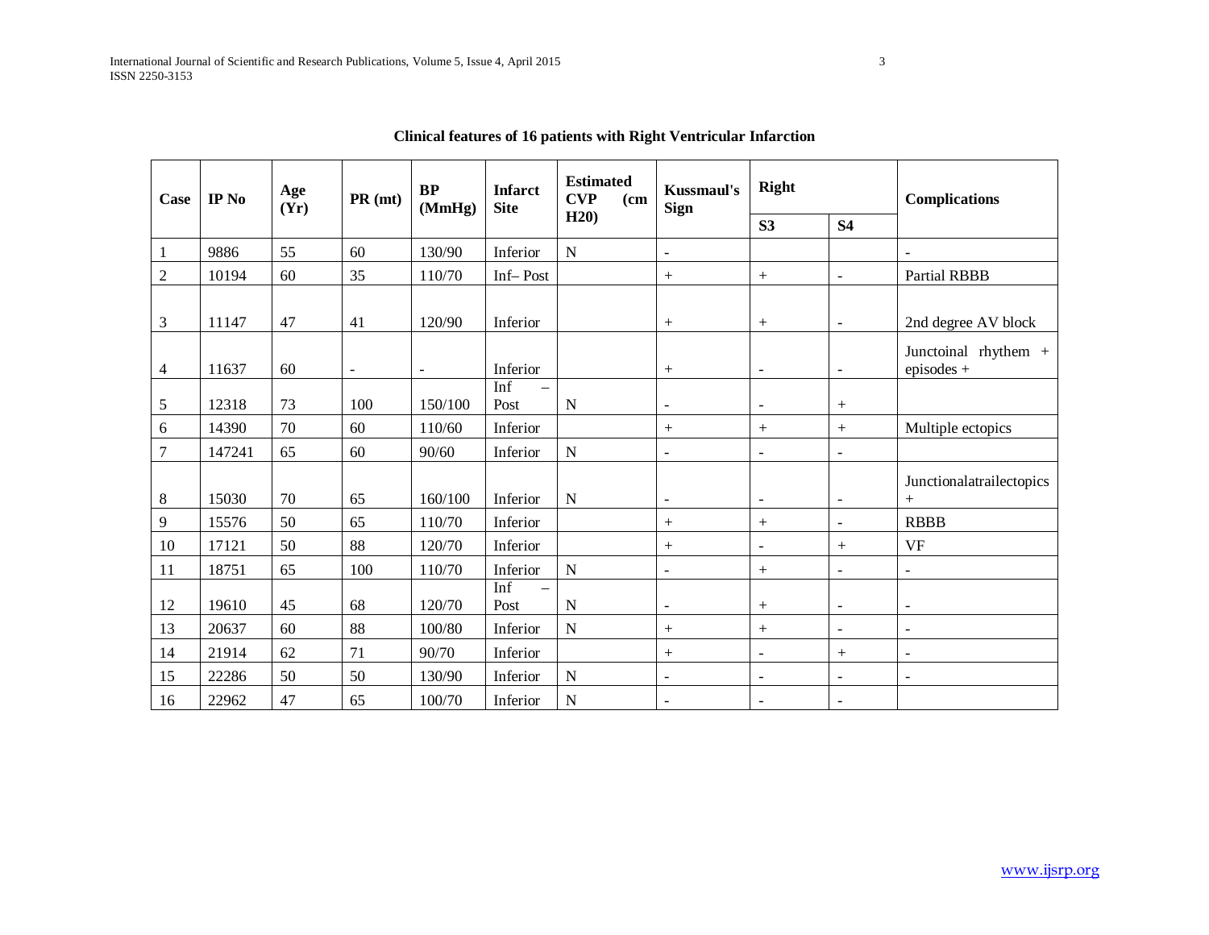**Clinical features of 16 patients with Right Ventricular Infarction**

| Case | IP No | Age (Yr) | PR (mt) | BP (MmHg) | Infarct Site | Estimated CVP (cm H20) | Kussmaul's Sign | Right | | Complications |
|---|---|---|---|---|---|---|---|---|---|---|
| | | | | | | | | S3 | S4 | |
| 1 | 9886 | 55 | 60 | 130/90 | Inferior | N | - | | | - |
| 2 | 10194 | 60 | 35 | 110/70 | Inf– Post | | + | + | - | Partial RBBB |
| 3 | 11147 | 47 | 41 | 120/90 | Inferior | | + | + | - | 2nd degree AV block |
| 4 | 11637 | 60 | - | - | Inferior | | + | - | - | Junctoinal rhythem + episodes + |
| 5 | 12318 | 73 | 100 | 150/100 | Inf – Post | N | - | - | + | |
| 6 | 14390 | 70 | 60 | 110/60 | Inferior | | + | + | + | Multiple ectopics |
| 7 | 147241 | 65 | 60 | 90/60 | Inferior | N | - | - | - | |
| 8 | 15030 | 70 | 65 | 160/100 | Inferior | N | - | - | - | Junctionalatrailectopics + |
| 9 | 15576 | 50 | 65 | 110/70 | Inferior | | + | + | - | RBBB |
| 10 | 17121 | 50 | 88 | 120/70 | Inferior | | + | - | + | VF |
| 11 | 18751 | 65 | 100 | 110/70 | Inferior | N | - | + | - | - |
| 12 | 19610 | 45 | 68 | 120/70 | Inf – Post | N | - | + | - | - |
| 13 | 20637 | 60 | 88 | 100/80 | Inferior | N | + | + | - | - |
| 14 | 21914 | 62 | 71 | 90/70 | Inferior | | + | - | + | - |
| 15 | 22286 | 50 | 50 | 130/90 | Inferior | N | - | - | - | - |
| 16 | 22962 | 47 | 65 | 100/70 | Inferior | N | - | - | - | |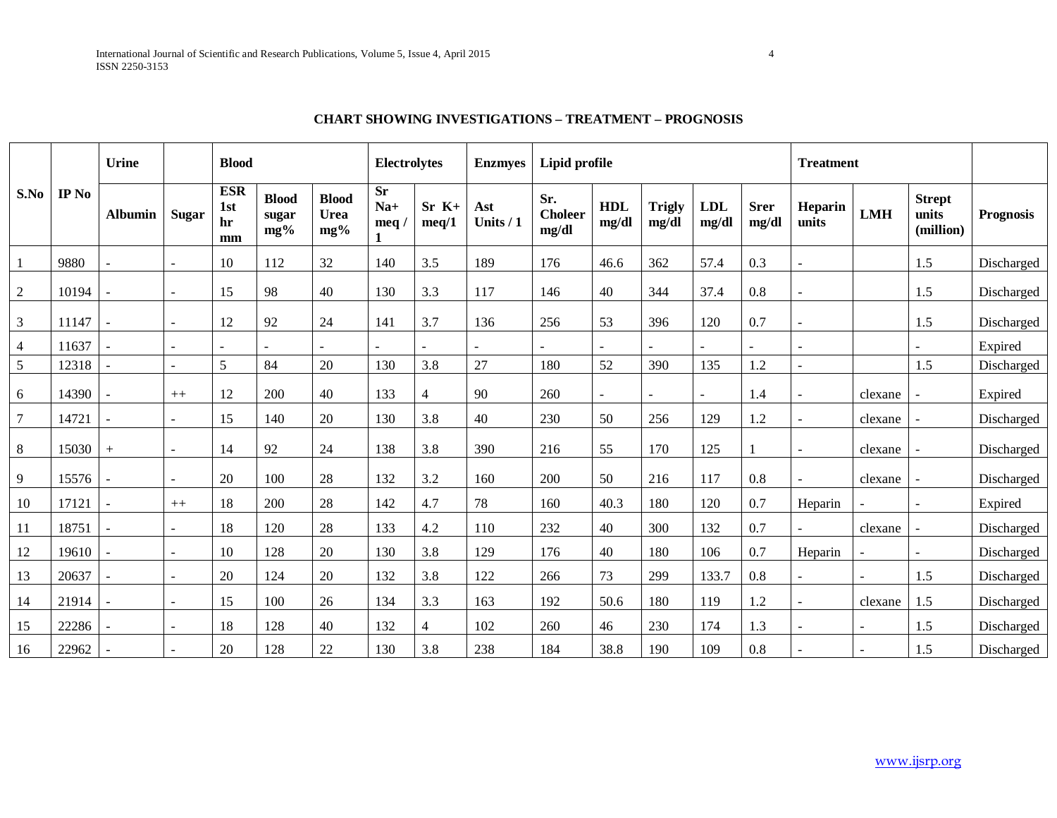**CHART SHOWING INVESTIGATIONS – TREATMENT – PROGNOSIS**

| S.No | IP No | Urine | | Blood | | | Electrolytes | | Enzmyes | Lipid profile | | | | | Treatment | | | |
|---|---|---|---|---|---|---|---|---|---|---|---|---|---|---|---|---|---|---|
| | | Albumin | Sugar | ESR 1st hr mm | Blood sugar mg% | Blood Urea mg% | Sr Na+ meq / 1 | Sr K+ meq/1 | Ast Units / 1 | Sr. Choleer mg/dl | HDL mg/dl | Trigly mg/dl | LDL mg/dl | Srer mg/dl | Heparin units | LMH | Strept units (million) | Prognosis |
| 1 | 9880 | - | - | 10 | 112 | 32 | 140 | 3.5 | 189 | 176 | 46.6 | 362 | 57.4 | 0.3 | - | | 1.5 | Discharged |
| 2 | 10194 | - | - | 15 | 98 | 40 | 130 | 3.3 | 117 | 146 | 40 | 344 | 37.4 | 0.8 | - | | 1.5 | Discharged |
| 3 | 11147 | - | - | 12 | 92 | 24 | 141 | 3.7 | 136 | 256 | 53 | 396 | 120 | 0.7 | - | | 1.5 | Discharged |
| 4 | 11637 | - | - | - | - | - | - | - | - | - | - | - | - | - | - | | - | Expired |
| 5 | 12318 | - | - | 5 | 84 | 20 | 130 | 3.8 | 27 | 180 | 52 | 390 | 135 | 1.2 | - | | 1.5 | Discharged |
| 6 | 14390 | - | ++ | 12 | 200 | 40 | 133 | 4 | 90 | 260 | - | - | - | 1.4 | - | clexane | - | Expired |
| 7 | 14721 | - | - | 15 | 140 | 20 | 130 | 3.8 | 40 | 230 | 50 | 256 | 129 | 1.2 | - | clexane | - | Discharged |
| 8 | 15030 | + | - | 14 | 92 | 24 | 138 | 3.8 | 390 | 216 | 55 | 170 | 125 | 1 | - | clexane | - | Discharged |
| 9 | 15576 | - | - | 20 | 100 | 28 | 132 | 3.2 | 160 | 200 | 50 | 216 | 117 | 0.8 | - | clexane | - | Discharged |
| 10 | 17121 | - | ++ | 18 | 200 | 28 | 142 | 4.7 | 78 | 160 | 40.3 | 180 | 120 | 0.7 | Heparin | - | - | Expired |
| 11 | 18751 | - | - | 18 | 120 | 28 | 133 | 4.2 | 110 | 232 | 40 | 300 | 132 | 0.7 | - | clexane | - | Discharged |
| 12 | 19610 | - | - | 10 | 128 | 20 | 130 | 3.8 | 129 | 176 | 40 | 180 | 106 | 0.7 | Heparin | - | - | Discharged |
| 13 | 20637 | - | - | 20 | 124 | 20 | 132 | 3.8 | 122 | 266 | 73 | 299 | 133.7 | 0.8 | - | - | 1.5 | Discharged |
| 14 | 21914 | - | - | 15 | 100 | 26 | 134 | 3.3 | 163 | 192 | 50.6 | 180 | 119 | 1.2 | - | clexane | 1.5 | Discharged |
| 15 | 22286 | - | - | 18 | 128 | 40 | 132 | 4 | 102 | 260 | 46 | 230 | 174 | 1.3 | - | - | 1.5 | Discharged |
| 16 | 22962 | - | - | 20 | 128 | 22 | 130 | 3.8 | 238 | 184 | 38.8 | 190 | 109 | 0.8 | - | - | 1.5 | Discharged |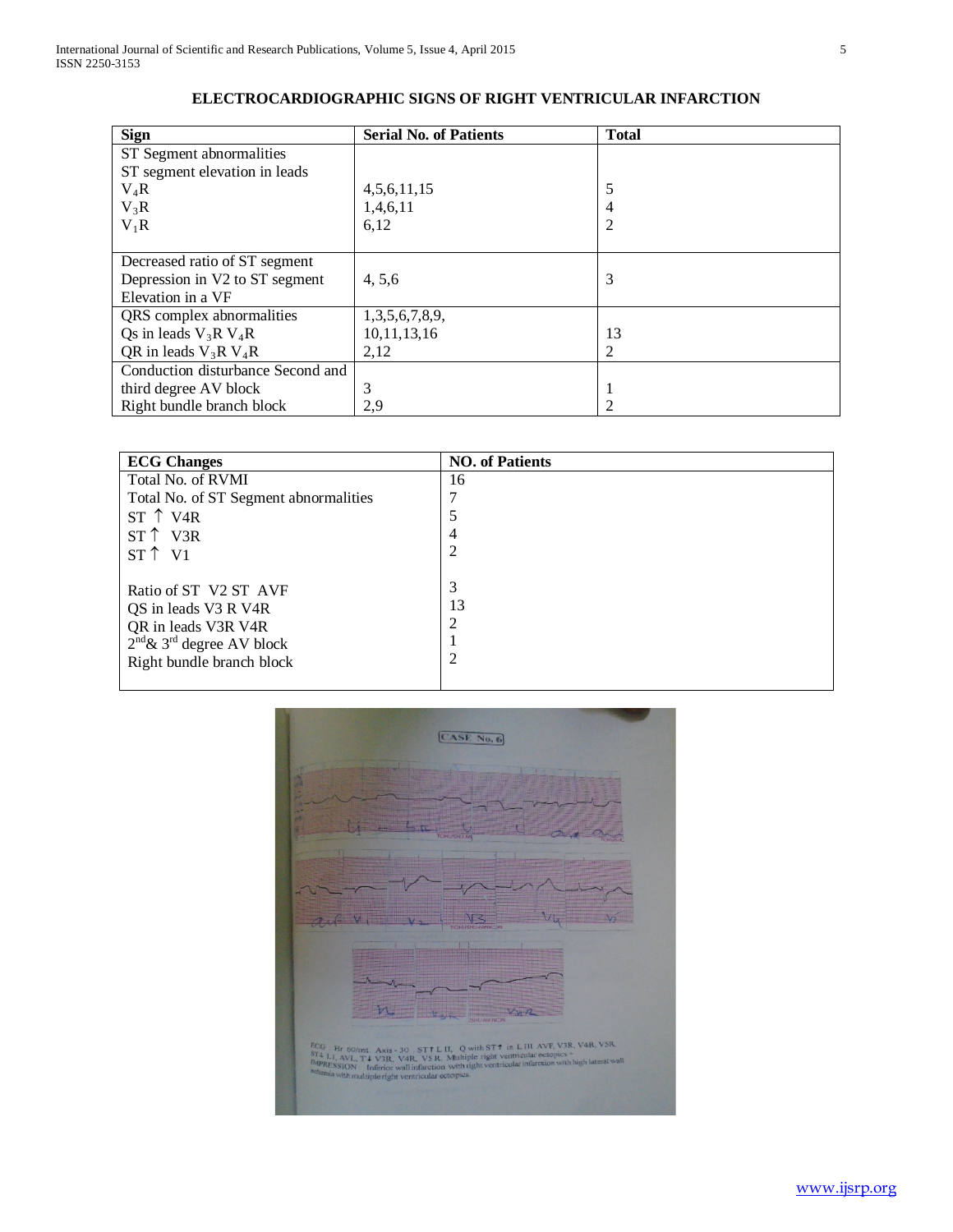**ELECTROCARDIOGRAPHIC SIGNS OF RIGHT VENTRICULAR INFARCTION**

| Sign | Serial No. of Patients | Total |
|---|---|---|
| ST Segment abnormalities<br>ST segment elevation in leads<br>$V_4R$<br>$V_3R$<br>$V_1R$ | <br><br>4,5,6,11,15<br>1,4,6,11<br>6,12 | <br><br>5<br>4<br>2 |
| Decreased ratio of ST segment Depression in V2 to ST segment Elevation in a VF | 4, 5,6 | 3 |
| QRS complex abnormalities<br>Qs in leads $V_3R$ $V_4R$<br>QR in leads $V_3R$ $V_4R$ | 1,3,5,6,7,8,9,<br>10,11,13,16<br>2,12 | <br>13<br>2 |
| Conduction disturbance Second and third degree AV block<br>Right bundle branch block | 3<br>2,9 | 1<br>2 |

| ECG Changes | NO. of Patients |
|---|---|
| Total No. of RVMI | 16 |
| Total No. of ST Segment abnormalities | 7 |
| ST ↑ V4R | 5 |
| ST ↑ V3R | 4 |
| ST ↑ V1 | 2 |
| Ratio of ST V2 ST AVF | 3 |
| QS in leads V3 R V4R | 13 |
| QR in leads V3R V4R | 2 |
| $2^{nd}$ & $3^{rd}$ degree AV block | 1 |
| Right bundle branch block | 2 |

CASE No. 6

ECG : Hr 60/mt Axis -30 ST↑ L II, Q with ST↑ in L III AVF, V3R, V4R, V5R. ST↓ L I, AVL, T↓ V3R, V4R, V5 R. Multiple right ventricular ectopics + IMPRESSION : Inferior wall infarction with right ventricular infarction with high lateral wall ischemia with multiple right ventricular ectopics.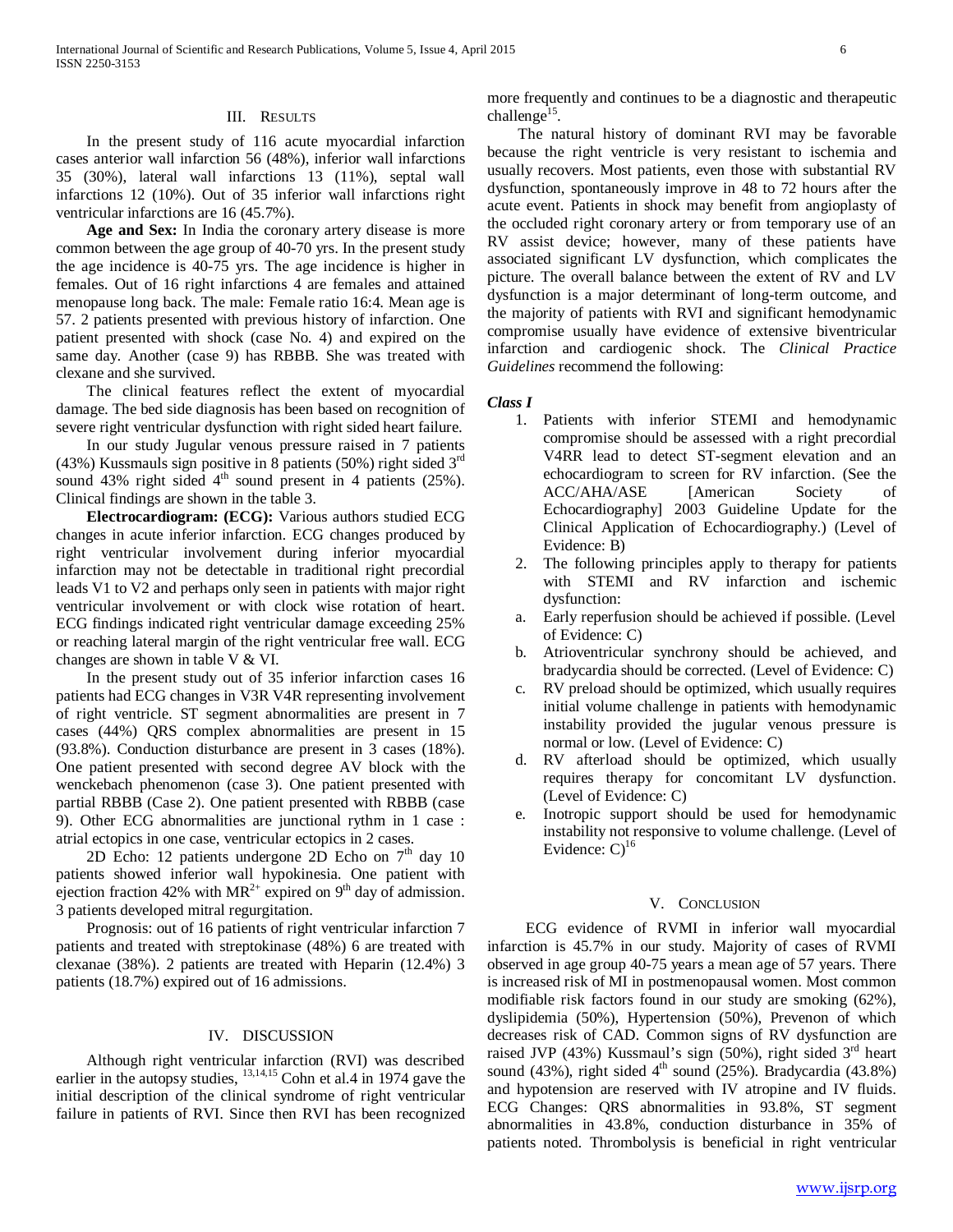## III. Results

In the present study of 116 acute myocardial infarction cases anterior wall infarction 56 (48%), inferior wall infarctions 35 (30%), lateral wall infarctions 13 (11%), septal wall infarctions 12 (10%). Out of 35 inferior wall infarctions right ventricular infarctions are 16 (45.7%).

**Age and Sex:** In India the coronary artery disease is more common between the age group of 40-70 yrs. In the present study the age incidence is 40-75 yrs. The age incidence is higher in females. Out of 16 right infarctions 4 are females and attained menopause long back. The male: Female ratio 16:4. Mean age is 57. 2 patients presented with previous history of infarction. One patient presented with shock (case No. 4) and expired on the same day. Another (case 9) has RBBB. She was treated with clexane and she survived.

The clinical features reflect the extent of myocardial damage. The bed side diagnosis has been based on recognition of severe right ventricular dysfunction with right sided heart failure.

In our study Jugular venous pressure raised in 7 patients (43%) Kussmauls sign positive in 8 patients (50%) right sided 3rd sound 43% right sided 4th sound present in 4 patients (25%). Clinical findings are shown in the table 3.

**Electrocardiogram: (ECG):** Various authors studied ECG changes in acute inferior infarction. ECG changes produced by right ventricular involvement during inferior myocardial infarction may not be detectable in traditional right precordial leads V1 to V2 and perhaps only seen in patients with major right ventricular involvement or with clock wise rotation of heart. ECG findings indicated right ventricular damage exceeding 25% or reaching lateral margin of the right ventricular free wall. ECG changes are shown in table V & VI.

In the present study out of 35 inferior infarction cases 16 patients had ECG changes in V3R V4R representing involvement of right ventricle. ST segment abnormalities are present in 7 cases (44%) QRS complex abnormalities are present in 15 (93.8%). Conduction disturbance are present in 3 cases (18%). One patient presented with second degree AV block with the wenckebach phenomenon (case 3). One patient presented with partial RBBB (Case 2). One patient presented with RBBB (case 9). Other ECG abnormalities are junctional rythm in 1 case : atrial ectopics in one case, ventricular ectopics in 2 cases.

2D Echo: 12 patients undergone 2D Echo on 7th day 10 patients showed inferior wall hypokinesia. One patient with ejection fraction 42% with $MR^{2+}$ expired on 9th day of admission. 3 patients developed mitral regurgitation.

Prognosis: out of 16 patients of right ventricular infarction 7 patients and treated with streptokinase (48%) 6 are treated with clexanae (38%). 2 patients are treated with Heparin (12.4%) 3 patients (18.7%) expired out of 16 admissions.

## IV. Discussion

Although right ventricular infarction (RVI) was described earlier in the autopsy studies, [13,14,15] Cohn et al.4 in 1974 gave the initial description of the clinical syndrome of right ventricular failure in patients of RVI. Since then RVI has been recognized more frequently and continues to be a diagnostic and therapeutic challenge[15].

The natural history of dominant RVI may be favorable because the right ventricle is very resistant to ischemia and usually recovers. Most patients, even those with substantial RV dysfunction, spontaneously improve in 48 to 72 hours after the acute event. Patients in shock may benefit from angioplasty of the occluded right coronary artery or from temporary use of an RV assist device; however, many of these patients have associated significant LV dysfunction, which complicates the picture. The overall balance between the extent of RV and LV dysfunction is a major determinant of long-term outcome, and the majority of patients with RVI and significant hemodynamic compromise usually have evidence of extensive biventricular infarction and cardiogenic shock. The *Clinical Practice Guidelines* recommend the following:

***Class I***

1. Patients with inferior STEMI and hemodynamic compromise should be assessed with a right precordial V4RR lead to detect ST-segment elevation and an echocardiogram to screen for RV infarction. (See the ACC/AHA/ASE [American Society of Echocardiography] 2003 Guideline Update for the Clinical Application of Echocardiography.) (Level of Evidence: B)
2. The following principles apply to therapy for patients with STEMI and RV infarction and ischemic dysfunction:
   a. Early reperfusion should be achieved if possible. (Level of Evidence: C)
   b. Atrioventricular synchrony should be achieved, and bradycardia should be corrected. (Level of Evidence: C)
   c. RV preload should be optimized, which usually requires initial volume challenge in patients with hemodynamic instability provided the jugular venous pressure is normal or low. (Level of Evidence: C)
   d. RV afterload should be optimized, which usually requires therapy for concomitant LV dysfunction. (Level of Evidence: C)
   e. Inotropic support should be used for hemodynamic instability not responsive to volume challenge. (Level of Evidence: C)[16]

## V. Conclusion

ECG evidence of RVMI in inferior wall myocardial infarction is 45.7% in our study. Majority of cases of RVMI observed in age group 40-75 years a mean age of 57 years. There is increased risk of MI in postmenopausal women. Most common modifiable risk factors found in our study are smoking (62%), dyslipidemia (50%), Hypertension (50%), Prevenon of which decreases risk of CAD. Common signs of RV dysfunction are raised JVP (43%) Kussmaul's sign (50%), right sided 3rd heart sound (43%), right sided 4th sound (25%). Bradycardia (43.8%) and hypotension are reserved with IV atropine and IV fluids. ECG Changes: QRS abnormalities in 93.8%, ST segment abnormalities in 43.8%, conduction disturbance in 35% of patients noted. Thrombolysis is beneficial in right ventricular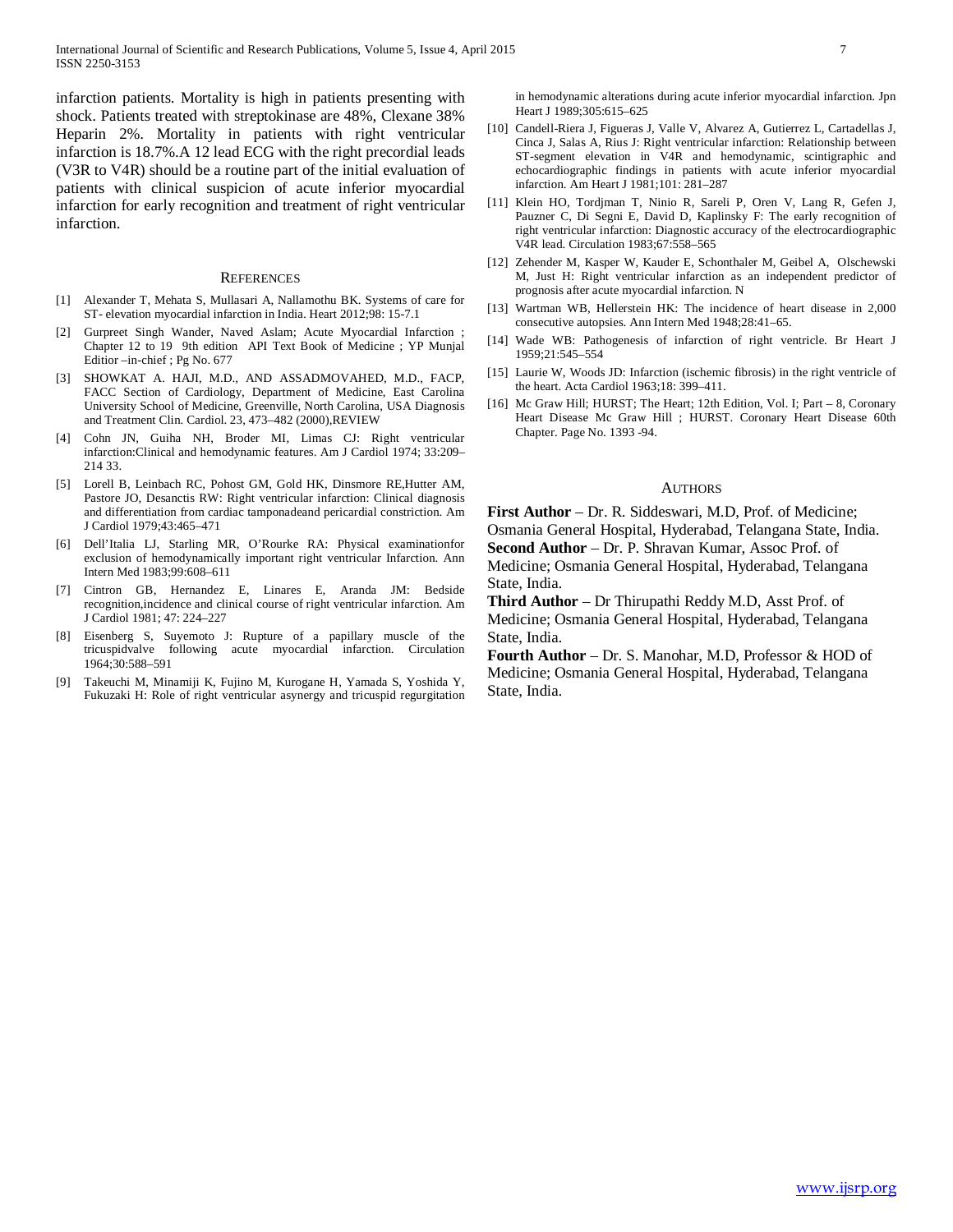infarction patients. Mortality is high in patients presenting with shock. Patients treated with streptokinase are 48%, Clexane 38% Heparin 2%. Mortality in patients with right ventricular infarction is 18.7%.A 12 lead ECG with the right precordial leads (V3R to V4R) should be a routine part of the initial evaluation of patients with clinical suspicion of acute inferior myocardial infarction for early recognition and treatment of right ventricular infarction.

## References

[1] Alexander T, Mehata S, Mullasari A, Nallamothu BK. Systems of care for ST- elevation myocardial infarction in India. Heart 2012;98: 15-7.1

[2] Gurpreet Singh Wander, Naved Aslam; Acute Myocardial Infarction ; Chapter 12 to 19 9th edition API Text Book of Medicine ; YP Munjal Editior –in-chief ; Pg No. 677

[3] SHOWKAT A. HAJI, M.D., AND ASSADMOVAHED, M.D., FACP, FACC Section of Cardiology, Department of Medicine, East Carolina University School of Medicine, Greenville, North Carolina, USA Diagnosis and Treatment Clin. Cardiol. 23, 473–482 (2000),REVIEW

[4] Cohn JN, Guiha NH, Broder MI, Limas CJ: Right ventricular infarction:Clinical and hemodynamic features. Am J Cardiol 1974; 33:209–214 33.

[5] Lorell B, Leinbach RC, Pohost GM, Gold HK, Dinsmore RE,Hutter AM, Pastore JO, Desanctis RW: Right ventricular infarction: Clinical diagnosis and differentiation from cardiac tamponadeand pericardial constriction. Am J Cardiol 1979;43:465–471

[6] Dell'Italia LJ, Starling MR, O'Rourke RA: Physical examinationfor exclusion of hemodynamically important right ventricular Infarction. Ann Intern Med 1983;99:608–611

[7] Cintron GB, Hernandez E, Linares E, Aranda JM: Bedside recognition,incidence and clinical course of right ventricular infarction. Am J Cardiol 1981; 47: 224–227

[8] Eisenberg S, Suyemoto J: Rupture of a papillary muscle of the tricuspidvalve following acute myocardial infarction. Circulation 1964;30:588–591

[9] Takeuchi M, Minamiji K, Fujino M, Kurogane H, Yamada S, Yoshida Y, Fukuzaki H: Role of right ventricular asynergy and tricuspid regurgitation in hemodynamic alterations during acute inferior myocardial infarction. Jpn Heart J 1989;305:615–625

[10] Candell-Riera J, Figueras J, Valle V, Alvarez A, Gutierrez L, Cartadellas J, Cinca J, Salas A, Rius J: Right ventricular infarction: Relationship between ST-segment elevation in V4R and hemodynamic, scintigraphic and echocardiographic findings in patients with acute inferior myocardial infarction. Am Heart J 1981;101: 281–287

[11] Klein HO, Tordjman T, Ninio R, Sareli P, Oren V, Lang R, Gefen J, Pauzner C, Di Segni E, David D, Kaplinsky F: The early recognition of right ventricular infarction: Diagnostic accuracy of the electrocardiographic V4R lead. Circulation 1983;67:558–565

[12] Zehender M, Kasper W, Kauder E, Schonthaler M, Geibel A, Olschewski M, Just H: Right ventricular infarction as an independent predictor of prognosis after acute myocardial infarction. N

[13] Wartman WB, Hellerstein HK: The incidence of heart disease in 2,000 consecutive autopsies. Ann Intern Med 1948;28:41–65.

[14] Wade WB: Pathogenesis of infarction of right ventricle. Br Heart J 1959;21:545–554

[15] Laurie W, Woods JD: Infarction (ischemic fibrosis) in the right ventricle of the heart. Acta Cardiol 1963;18: 399–411.

[16] Mc Graw Hill; HURST; The Heart; 12th Edition, Vol. I; Part – 8, Coronary Heart Disease Mc Graw Hill ; HURST. Coronary Heart Disease 60th Chapter. Page No. 1393 -94.

## Authors

**First Author** – Dr. R. Siddeswari, M.D, Prof. of Medicine; Osmania General Hospital, Hyderabad, Telangana State, India.
**Second Author** – Dr. P. Shravan Kumar, Assoc Prof. of Medicine; Osmania General Hospital, Hyderabad, Telangana State, India.
**Third Author** – Dr Thirupathi Reddy M.D, Asst Prof. of Medicine; Osmania General Hospital, Hyderabad, Telangana State, India.
**Fourth Author** – Dr. S. Manohar, M.D, Professor & HOD of Medicine; Osmania General Hospital, Hyderabad, Telangana State, India.